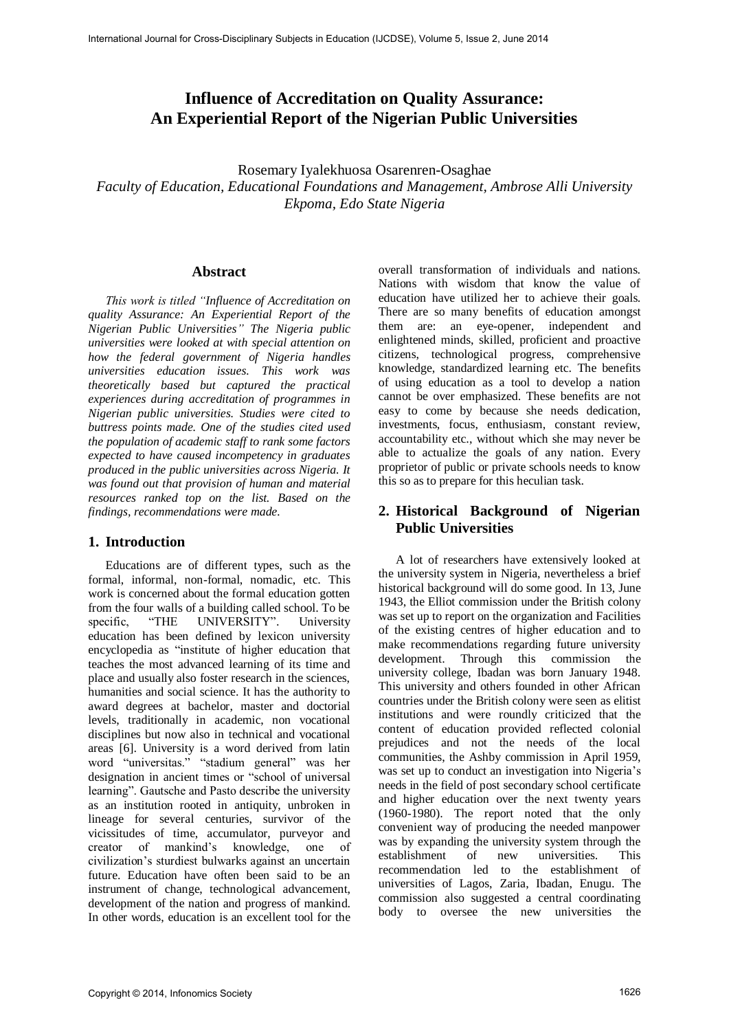# Influence of Accreditation on Quality Assurance: An Experiential Report of the Nigerian Public Universities

Rosemary Iyalekhuosa Osarenren-Osaghae

*Faculty of Education, Educational Foundations and Management, Ambrose Alli University Ekpoma, Edo State Nigeria*

## Abstract

*This work is titled "Influence of Accreditation on quality Assurance: An Experiential Report of the Nigerian Public Universities" The Nigeria public universities were looked at with special attention on how the federal government of Nigeria handles universities education issues. This work was theoretically based but captured the practical experiences during accreditation of programmes in Nigerian public universities. Studies were cited to buttress points made. One of the studies cited used the population of academic staff to rank some factors expected to have caused incompetency in graduates produced in the public universities across Nigeria. It was found out that provision of human and material resources ranked top on the list. Based on the findings, recommendations were made.*

## 1. Introduction

Educations are of different types, such as the formal, informal, non-formal, nomadic, etc. This work is concerned about the formal education gotten from the four walls of a building called school. To be specific, "THE UNIVERSITY". University education has been defined by lexicon university encyclopedia as "institute of higher education that teaches the most advanced learning of its time and place and usually also foster research in the sciences, humanities and social science. It has the authority to award degrees at bachelor, master and doctorial levels, traditionally in academic, non vocational disciplines but now also in technical and vocational areas [6]. University is a word derived from latin word "universitas." "stadium general" was her designation in ancient times or "school of universal learning". Gautsche and Pasto describe the university as an institution rooted in antiquity, unbroken in lineage for several centuries, survivor of the vicissitudes of time, accumulator, purveyor and creator of mankind's knowledge, one of civilization's sturdiest bulwarks against an uncertain future. Education have often been said to be an instrument of change, technological advancement, development of the nation and progress of mankind. In other words, education is an excellent tool for the overall transformation of individuals and nations. Nations with wisdom that know the value of education have utilized her to achieve their goals. There are so many benefits of education amongst them are: an eye-opener, independent and enlightened minds, skilled, proficient and proactive citizens, technological progress, comprehensive knowledge, standardized learning etc. The benefits of using education as a tool to develop a nation cannot be over emphasized. These benefits are not easy to come by because she needs dedication, investments, focus, enthusiasm, constant review, accountability etc., without which she may never be able to actualize the goals of any nation. Every proprietor of public or private schools needs to know this so as to prepare for this heculian task.

## 2. Historical Background of Nigerian Public Universities

A lot of researchers have extensively looked at the university system in Nigeria, nevertheless a brief historical background will do some good. In 13, June 1943, the Elliot commission under the British colony was set up to report on the organization and Facilities of the existing centres of higher education and to make recommendations regarding future university development. Through this commission the university college, Ibadan was born January 1948. This university and others founded in other African countries under the British colony were seen as elitist institutions and were roundly criticized that the content of education provided reflected colonial prejudices and not the needs of the local communities, the Ashby commission in April 1959, was set up to conduct an investigation into Nigeria's needs in the field of post secondary school certificate and higher education over the next twenty years (1960-1980). The report noted that the only convenient way of producing the needed manpower was by expanding the university system through the establishment of new universities. This recommendation led to the establishment of universities of Lagos, Zaria, Ibadan, Enugu. The commission also suggested a central coordinating body to oversee the new universities the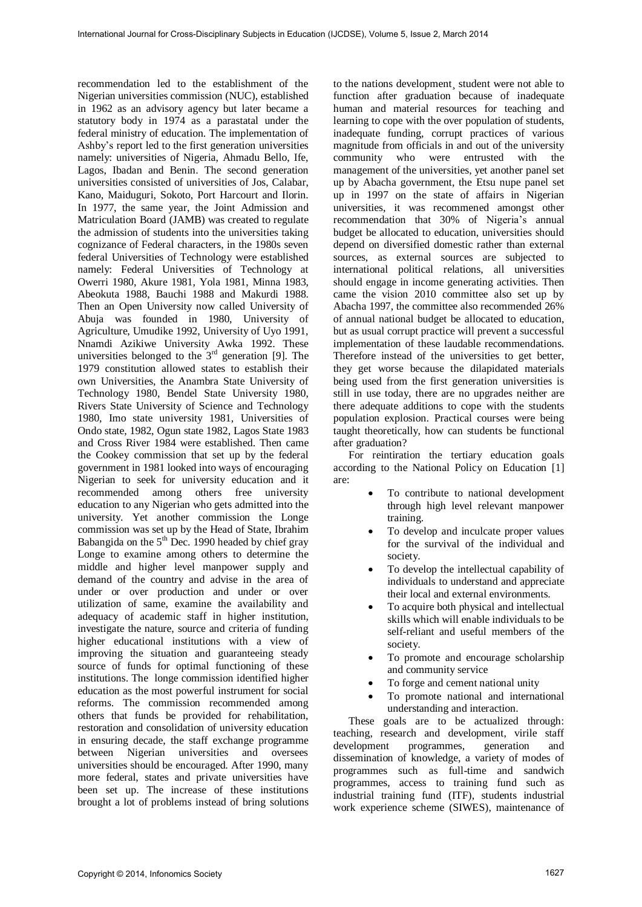recommendation led to the establishment of the Nigerian universities commission (NUC), established in 1962 as an advisory agency but later became a statutory body in 1974 as a parastatal under the federal ministry of education. The implementation of Ashby's report led to the first generation universities namely: universities of Nigeria, Ahmadu Bello, Ife, Lagos, Ibadan and Benin. The second generation universities consisted of universities of Jos, Calabar, Kano, Maiduguri, Sokoto, Port Harcourt and Ilorin. In 1977, the same year, the Joint Admission and Matriculation Board (JAMB) was created to regulate the admission of students into the universities taking cognizance of Federal characters, in the 1980s seven federal Universities of Technology were established namely: Federal Universities of Technology at Owerri 1980, Akure 1981, Yola 1981, Minna 1983, Abeokuta 1988, Bauchi 1988 and Makurdi 1988. Then an Open University now called University of Abuja was founded in 1980, University of Agriculture, Umudike 1992, University of Uyo 1991, Nnamdi Azikiwe University Awka 1992. These universities belonged to the 3rd generation [9]. The 1979 constitution allowed states to establish their own Universities, the Anambra State University of Technology 1980, Bendel State University 1980, Rivers State University of Science and Technology 1980, Imo state university 1981, Universities of Ondo state, 1982, Ogun state 1982, Lagos State 1983 and Cross River 1984 were established. Then came the Cookey commission that set up by the federal government in 1981 looked into ways of encouraging Nigerian to seek for university education and it recommended among others free university education to any Nigerian who gets admitted into the university. Yet another commission the Longe commission was set up by the Head of State, Ibrahim Babangida on the 5th Dec. 1990 headed by chief gray Longe to examine among others to determine the middle and higher level manpower supply and demand of the country and advise in the area of under or over production and under or over utilization of same, examine the availability and adequacy of academic staff in higher institution, investigate the nature, source and criteria of funding higher educational institutions with a view of improving the situation and guaranteeing steady source of funds for optimal functioning of these institutions. The longe commission identified higher education as the most powerful instrument for social reforms. The commission recommended among others that funds be provided for rehabilitation, restoration and consolidation of university education in ensuring decade, the staff exchange programme between Nigerian universities and oversees universities should be encouraged. After 1990, many more federal, states and private universities have been set up. The increase of these institutions brought a lot of problems instead of bring solutions to the nations development¸ student were not able to function after graduation because of inadequate human and material resources for teaching and learning to cope with the over population of students, inadequate funding, corrupt practices of various magnitude from officials in and out of the university community who were entrusted with the management of the universities, yet another panel set up by Abacha government, the Etsu nupe panel set up in 1997 on the state of affairs in Nigerian universities, it was recommened amongst other recommendation that 30% of Nigeria's annual budget be allocated to education, universities should depend on diversified domestic rather than external sources, as external sources are subjected to international political relations, all universities should engage in income generating activities. Then came the vision 2010 committee also set up by Abacha 1997, the committee also recommended 26% of annual national budget be allocated to education, but as usual corrupt practice will prevent a successful implementation of these laudable recommendations. Therefore instead of the universities to get better, they get worse because the dilapidated materials being used from the first generation universities is still in use today, there are no upgrades neither are there adequate additions to cope with the students population explosion. Practical courses were being taught theoretically, how can students be functional after graduation?

For reintiration the tertiary education goals according to the National Policy on Education [1] are:

- To contribute to national development through high level relevant manpower training.
- To develop and inculcate proper values for the survival of the individual and society.
- To develop the intellectual capability of individuals to understand and appreciate their local and external environments.
- To acquire both physical and intellectual skills which will enable individuals to be self-reliant and useful members of the society.
- To promote and encourage scholarship and community service
- To forge and cement national unity
- To promote national and international understanding and interaction.

These goals are to be actualized through: teaching, research and development, virile staff development programmes, generation and dissemination of knowledge, a variety of modes of programmes such as full-time and sandwich programmes, access to training fund such as industrial training fund (ITF), students industrial work experience scheme (SIWES), maintenance of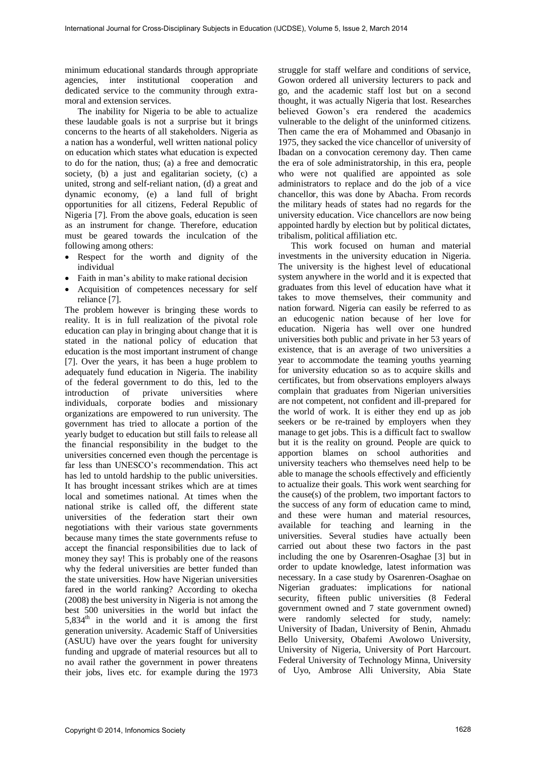minimum educational standards through appropriate agencies, inter institutional cooperation and dedicated service to the community through extra-moral and extension services.

The inability for Nigeria to be able to actualize these laudable goals is not a surprise but it brings concerns to the hearts of all stakeholders. Nigeria as a nation has a wonderful, well written national policy on education which states what education is expected to do for the nation, thus; (a) a free and democratic society, (b) a just and egalitarian society, (c) a united, strong and self-reliant nation, (d) a great and dynamic economy, (e) a land full of bright opportunities for all citizens, Federal Republic of Nigeria [7]. From the above goals, education is seen as an instrument for change. Therefore, education must be geared towards the inculcation of the following among others:

- Respect for the worth and dignity of the individual
- Faith in man's ability to make rational decision
- Acquisition of competences necessary for self reliance [7].

The problem however is bringing these words to reality. It is in full realization of the pivotal role education can play in bringing about change that it is stated in the national policy of education that education is the most important instrument of change [7]. Over the years, it has been a huge problem to adequately fund education in Nigeria. The inability of the federal government to do this, led to the introduction of private universities where individuals, corporate bodies and missionary organizations are empowered to run university. The government has tried to allocate a portion of the yearly budget to education but still fails to release all the financial responsibility in the budget to the universities concerned even though the percentage is far less than UNESCO's recommendation. This act has led to untold hardship to the public universities. It has brought incessant strikes which are at times local and sometimes national. At times when the national strike is called off, the different state universities of the federation start their own negotiations with their various state governments because many times the state governments refuse to accept the financial responsibilities due to lack of money they say! This is probably one of the reasons why the federal universities are better funded than the state universities. How have Nigerian universities fared in the world ranking? According to okecha (2008) the best university in Nigeria is not among the best 500 universities in the world but infact the 5,834th in the world and it is among the first generation university. Academic Staff of Universities (ASUU) have over the years fought for university funding and upgrade of material resources but all to no avail rather the government in power threatens their jobs, lives etc. for example during the 1973 struggle for staff welfare and conditions of service, Gowon ordered all university lecturers to pack and go, and the academic staff lost but on a second thought, it was actually Nigeria that lost. Researches believed Gowon's era rendered the academics vulnerable to the delight of the uninformed citizens. Then came the era of Mohammed and Obasanjo in 1975, they sacked the vice chancellor of university of Ibadan on a convocation ceremony day. Then came the era of sole administratorship, in this era, people who were not qualified are appointed as sole administrators to replace and do the job of a vice chancellor, this was done by Abacha. From records the military heads of states had no regards for the university education. Vice chancellors are now being appointed hardly by election but by political dictates, tribalism, political affiliation etc.

This work focused on human and material investments in the university education in Nigeria. The university is the highest level of educational system anywhere in the world and it is expected that graduates from this level of education have what it takes to move themselves, their community and nation forward. Nigeria can easily be referred to as an educogenic nation because of her love for education. Nigeria has well over one hundred universities both public and private in her 53 years of existence, that is an average of two universities a year to accommodate the teaming youths yearning for university education so as to acquire skills and certificates, but from observations employers always complain that graduates from Nigerian universities are not competent, not confident and ill-prepared for the world of work. It is either they end up as job seekers or be re-trained by employers when they manage to get jobs. This is a difficult fact to swallow but it is the reality on ground. People are quick to apportion blames on school authorities and university teachers who themselves need help to be able to manage the schools effectively and efficiently to actualize their goals. This work went searching for the cause(s) of the problem, two important factors to the success of any form of education came to mind, and these were human and material resources, available for teaching and learning in the universities. Several studies have actually been carried out about these two factors in the past including the one by Osarenren-Osaghae [3] but in order to update knowledge, latest information was necessary. In a case study by Osarenren-Osaghae on Nigerian graduates: implications for national security, fifteen public universities (8 Federal government owned and 7 state government owned) were randomly selected for study, namely: University of Ibadan, University of Benin, Ahmadu Bello University, Obafemi Awolowo University, University of Nigeria, University of Port Harcourt. Federal University of Technology Minna, University of Uyo, Ambrose Alli University, Abia State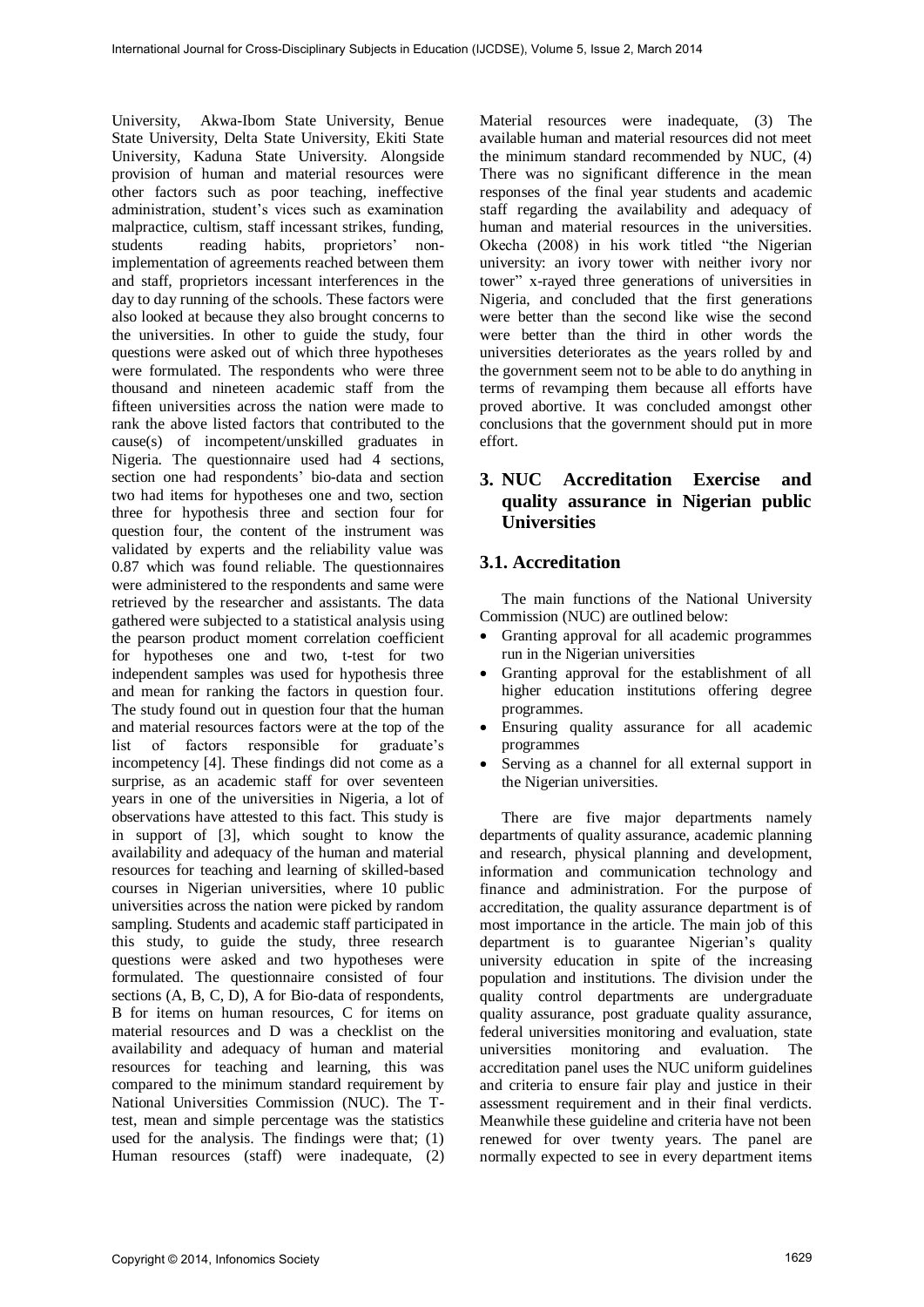University, Akwa-Ibom State University, Benue State University, Delta State University, Ekiti State University, Kaduna State University. Alongside provision of human and material resources were other factors such as poor teaching, ineffective administration, student's vices such as examination malpractice, cultism, staff incessant strikes, funding, students reading habits, proprietors' non-implementation of agreements reached between them and staff, proprietors incessant interferences in the day to day running of the schools. These factors were also looked at because they also brought concerns to the universities. In other to guide the study, four questions were asked out of which three hypotheses were formulated. The respondents who were three thousand and nineteen academic staff from the fifteen universities across the nation were made to rank the above listed factors that contributed to the cause(s) of incompetent/unskilled graduates in Nigeria. The questionnaire used had 4 sections, section one had respondents' bio-data and section two had items for hypotheses one and two, section three for hypothesis three and section four for question four, the content of the instrument was validated by experts and the reliability value was 0.87 which was found reliable. The questionnaires were administered to the respondents and same were retrieved by the researcher and assistants. The data gathered were subjected to a statistical analysis using the pearson product moment correlation coefficient for hypotheses one and two, t-test for two independent samples was used for hypothesis three and mean for ranking the factors in question four. The study found out in question four that the human and material resources factors were at the top of the list of factors responsible for graduate's incompetency [4]. These findings did not come as a surprise, as an academic staff for over seventeen years in one of the universities in Nigeria, a lot of observations have attested to this fact. This study is in support of [3], which sought to know the availability and adequacy of the human and material resources for teaching and learning of skilled-based courses in Nigerian universities, where 10 public universities across the nation were picked by random sampling. Students and academic staff participated in this study, to guide the study, three research questions were asked and two hypotheses were formulated. The questionnaire consisted of four sections (A, B, C, D), A for Bio-data of respondents, B for items on human resources, C for items on material resources and D was a checklist on the availability and adequacy of human and material resources for teaching and learning, this was compared to the minimum standard requirement by National Universities Commission (NUC). The T-test, mean and simple percentage was the statistics used for the analysis. The findings were that; (1) Human resources (staff) were inadequate, (2) Material resources were inadequate, (3) The available human and material resources did not meet the minimum standard recommended by NUC, (4) There was no significant difference in the mean responses of the final year students and academic staff regarding the availability and adequacy of human and material resources in the universities. Okecha (2008) in his work titled "the Nigerian university: an ivory tower with neither ivory nor tower" x-rayed three generations of universities in Nigeria, and concluded that the first generations were better than the second like wise the second were better than the third in other words the universities deteriorates as the years rolled by and the government seem not to be able to do anything in terms of revamping them because all efforts have proved abortive. It was concluded amongst other conclusions that the government should put in more effort.

## 3. NUC Accreditation Exercise and quality assurance in Nigerian public Universities

### 3.1. Accreditation

The main functions of the National University Commission (NUC) are outlined below:

- Granting approval for all academic programmes run in the Nigerian universities
- Granting approval for the establishment of all higher education institutions offering degree programmes.
- Ensuring quality assurance for all academic programmes
- Serving as a channel for all external support in the Nigerian universities.

There are five major departments namely departments of quality assurance, academic planning and research, physical planning and development, information and communication technology and finance and administration. For the purpose of accreditation, the quality assurance department is of most importance in the article. The main job of this department is to guarantee Nigerian's quality university education in spite of the increasing population and institutions. The division under the quality control departments are undergraduate quality assurance, post graduate quality assurance, federal universities monitoring and evaluation, state universities monitoring and evaluation. The accreditation panel uses the NUC uniform guidelines and criteria to ensure fair play and justice in their assessment requirement and in their final verdicts. Meanwhile these guideline and criteria have not been renewed for over twenty years. The panel are normally expected to see in every department items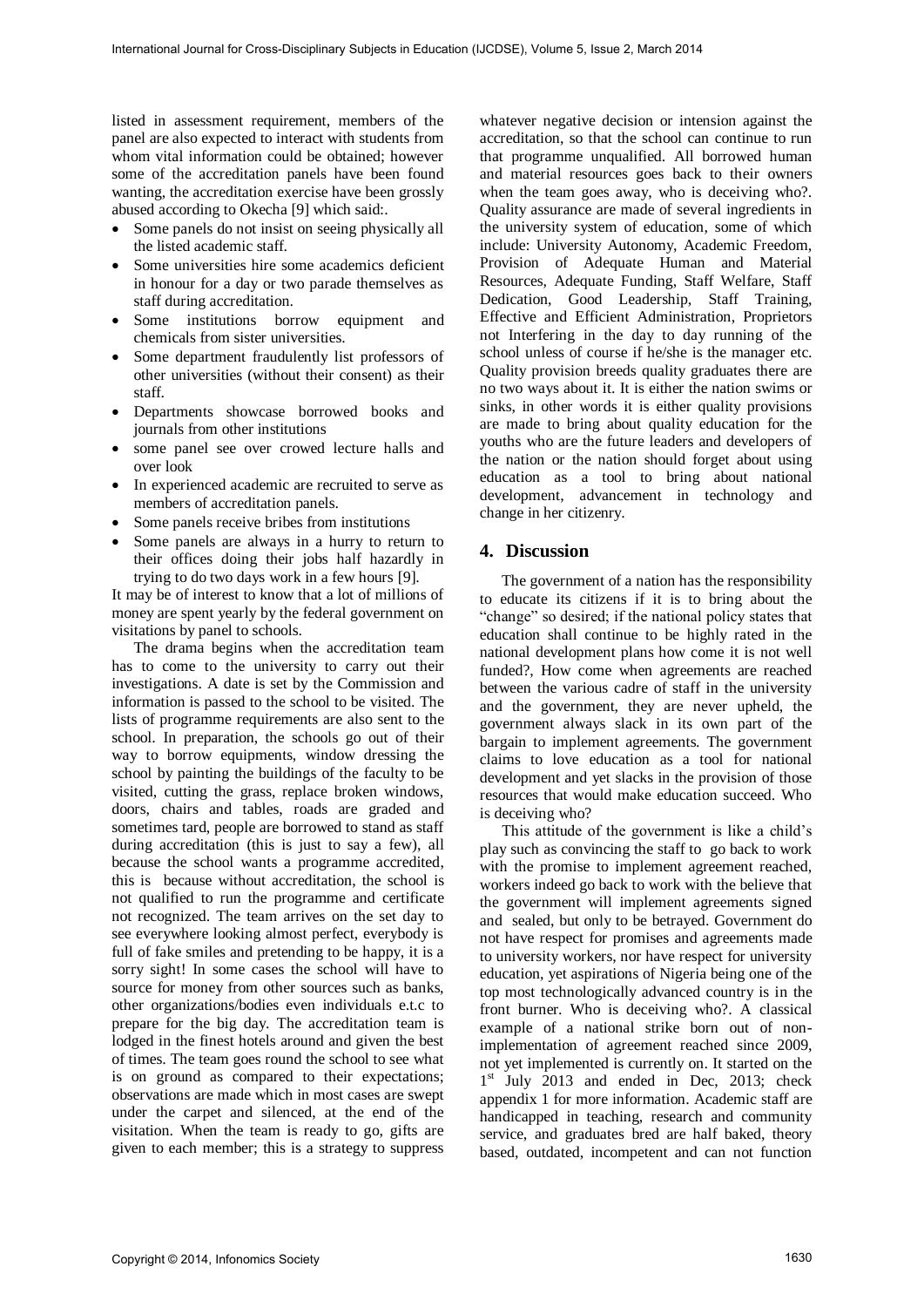listed in assessment requirement, members of the panel are also expected to interact with students from whom vital information could be obtained; however some of the accreditation panels have been found wanting, the accreditation exercise have been grossly abused according to Okecha [9] which said:.

- Some panels do not insist on seeing physically all the listed academic staff.
- Some universities hire some academics deficient in honour for a day or two parade themselves as staff during accreditation.
- Some institutions borrow equipment and chemicals from sister universities.
- Some department fraudulently list professors of other universities (without their consent) as their staff.
- Departments showcase borrowed books and journals from other institutions
- some panel see over crowed lecture halls and over look
- In experienced academic are recruited to serve as members of accreditation panels.
- Some panels receive bribes from institutions
- Some panels are always in a hurry to return to their offices doing their jobs half hazardly in trying to do two days work in a few hours [9].

It may be of interest to know that a lot of millions of money are spent yearly by the federal government on visitations by panel to schools.

The drama begins when the accreditation team has to come to the university to carry out their investigations. A date is set by the Commission and information is passed to the school to be visited. The lists of programme requirements are also sent to the school. In preparation, the schools go out of their way to borrow equipments, window dressing the school by painting the buildings of the faculty to be visited, cutting the grass, replace broken windows, doors, chairs and tables, roads are graded and sometimes tard, people are borrowed to stand as staff during accreditation (this is just to say a few), all because the school wants a programme accredited, this is because without accreditation, the school is not qualified to run the programme and certificate not recognized. The team arrives on the set day to see everywhere looking almost perfect, everybody is full of fake smiles and pretending to be happy, it is a sorry sight! In some cases the school will have to source for money from other sources such as banks, other organizations/bodies even individuals e.t.c to prepare for the big day. The accreditation team is lodged in the finest hotels around and given the best of times. The team goes round the school to see what is on ground as compared to their expectations; observations are made which in most cases are swept under the carpet and silenced, at the end of the visitation. When the team is ready to go, gifts are given to each member; this is a strategy to suppress whatever negative decision or intension against the accreditation, so that the school can continue to run that programme unqualified. All borrowed human and material resources goes back to their owners when the team goes away, who is deceiving who?. Quality assurance are made of several ingredients in the university system of education, some of which include: University Autonomy, Academic Freedom, Provision of Adequate Human and Material Resources, Adequate Funding, Staff Welfare, Staff Dedication, Good Leadership, Staff Training, Effective and Efficient Administration, Proprietors not Interfering in the day to day running of the school unless of course if he/she is the manager etc. Quality provision breeds quality graduates there are no two ways about it. It is either the nation swims or sinks, in other words it is either quality provisions are made to bring about quality education for the youths who are the future leaders and developers of the nation or the nation should forget about using education as a tool to bring about national development, advancement in technology and change in her citizenry.

## 4. Discussion

The government of a nation has the responsibility to educate its citizens if it is to bring about the "change" so desired; if the national policy states that education shall continue to be highly rated in the national development plans how come it is not well funded?, How come when agreements are reached between the various cadre of staff in the university and the government, they are never upheld, the government always slack in its own part of the bargain to implement agreements. The government claims to love education as a tool for national development and yet slacks in the provision of those resources that would make education succeed. Who is deceiving who?

This attitude of the government is like a child's play such as convincing the staff to go back to work with the promise to implement agreement reached, workers indeed go back to work with the believe that the government will implement agreements signed and sealed, but only to be betrayed. Government do not have respect for promises and agreements made to university workers, nor have respect for university education, yet aspirations of Nigeria being one of the top most technologically advanced country is in the front burner. Who is deceiving who?. A classical example of a national strike born out of non-implementation of agreement reached since 2009, not yet implemented is currently on. It started on the 1st July 2013 and ended in Dec, 2013; check appendix 1 for more information. Academic staff are handicapped in teaching, research and community service, and graduates bred are half baked, theory based, outdated, incompetent and can not function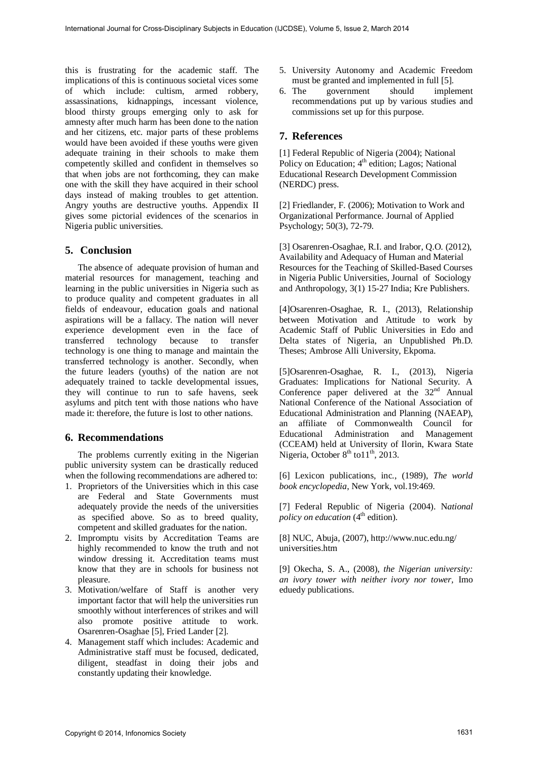this is frustrating for the academic staff. The implications of this is continuous societal vices some of which include: cultism, armed robbery, assassinations, kidnappings, incessant violence, blood thirsty groups emerging only to ask for amnesty after much harm has been done to the nation and her citizens, etc. major parts of these problems would have been avoided if these youths were given adequate training in their schools to make them competently skilled and confident in themselves so that when jobs are not forthcoming, they can make one with the skill they have acquired in their school days instead of making troubles to get attention. Angry youths are destructive youths. Appendix II gives some pictorial evidences of the scenarios in Nigeria public universities.

## 5. Conclusion

The absence of adequate provision of human and material resources for management, teaching and learning in the public universities in Nigeria such as to produce quality and competent graduates in all fields of endeavour, education goals and national aspirations will be a fallacy. The nation will never experience development even in the face of transferred technology because to transfer technology is one thing to manage and maintain the transferred technology is another. Secondly, when the future leaders (youths) of the nation are not adequately trained to tackle developmental issues, they will continue to run to safe havens, seek asylums and pitch tent with those nations who have made it: therefore, the future is lost to other nations.

## 6. Recommendations

The problems currently exiting in the Nigerian public university system can be drastically reduced when the following recommendations are adhered to:

1. Proprietors of the Universities which in this case are Federal and State Governments must adequately provide the needs of the universities as specified above. So as to breed quality, competent and skilled graduates for the nation.
2. Impromptu visits by Accreditation Teams are highly recommended to know the truth and not window dressing it. Accreditation teams must know that they are in schools for business not pleasure.
3. Motivation/welfare of Staff is another very important factor that will help the universities run smoothly without interferences of strikes and will also promote positive attitude to work. Osarenren-Osaghae [5], Fried Lander [2].
4. Management staff which includes: Academic and Administrative staff must be focused, dedicated, diligent, steadfast in doing their jobs and constantly updating their knowledge.
5. University Autonomy and Academic Freedom must be granted and implemented in full [5].
6. The government should implement recommendations put up by various studies and commissions set up for this purpose.

## 7. References

[1] Federal Republic of Nigeria (2004); National Policy on Education; 4th edition; Lagos; National Educational Research Development Commission (NERDC) press.

[2] Friedlander, F. (2006); Motivation to Work and Organizational Performance. Journal of Applied Psychology; 50(3), 72-79.

[3] Osarenren-Osaghae, R.I. and Irabor, Q.O. (2012), Availability and Adequacy of Human and Material Resources for the Teaching of Skilled-Based Courses in Nigeria Public Universities, Journal of Sociology and Anthropology, 3(1) 15-27 India; Kre Publishers.

[4]Osarenren-Osaghae, R. I., (2013), Relationship between Motivation and Attitude to work by Academic Staff of Public Universities in Edo and Delta states of Nigeria, an Unpublished Ph.D. Theses; Ambrose Alli University, Ekpoma.

[5]Osarenren-Osaghae, R. I., (2013), Nigeria Graduates: Implications for National Security. A Conference paper delivered at the 32nd Annual National Conference of the National Association of Educational Administration and Planning (NAEAP), an affiliate of Commonwealth Council for Educational Administration and Management (CCEAM) held at University of Ilorin, Kwara State Nigeria, October 8th to11th, 2013.

[6] Lexicon publications, inc., (1989), *The world book encyclopedia*, New York, vol.19:469.

[7] Federal Republic of Nigeria (2004). N*ational policy on education* (4th edition).

[8] NUC, Abuja, (2007), http://www.nuc.edu.ng/universities.htm

[9] Okecha, S. A., (2008), *the Nigerian university: an ivory tower with neither ivory nor tower*, Imo eduedy publications.